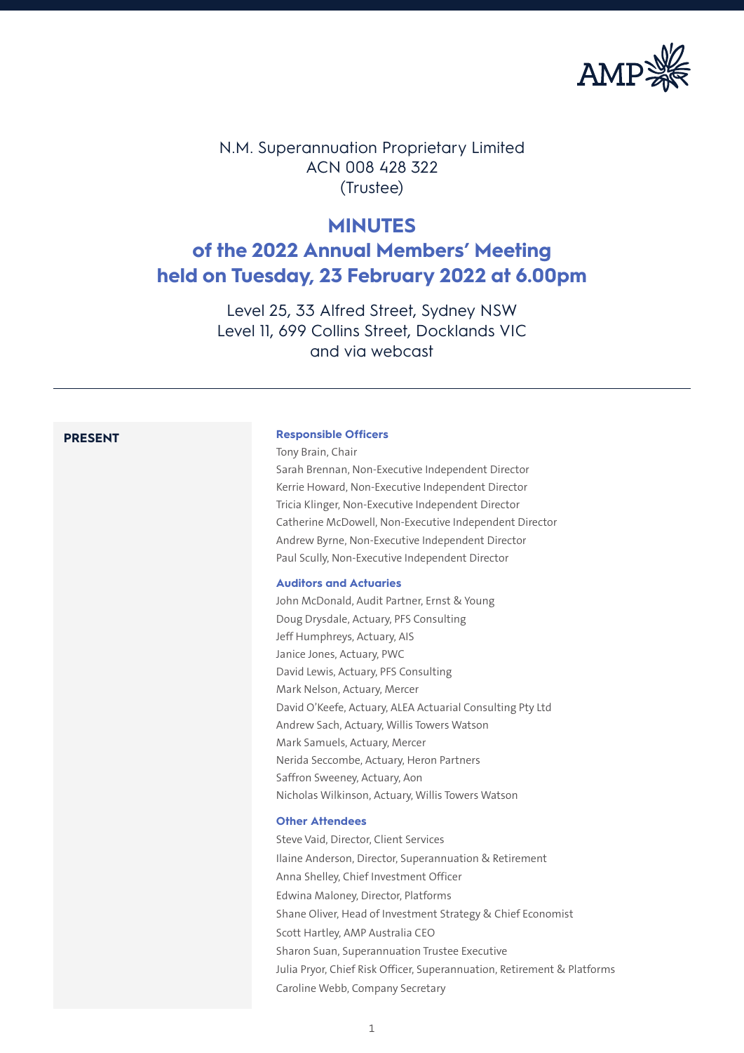N.M. Superannuation Proprietary Limited
ACN 008 428 322
(Trustee)

# MINUTES
# of the 2022 Annual Members' Meeting held on Tuesday, 23 February 2022 at 6.00pm

Level 25, 33 Alfred Street, Sydney NSW
Level 11, 699 Collins Street, Docklands VIC
and via webcast

---

**PRESENT**

**Responsible Officers**

Tony Brain, Chair
Sarah Brennan, Non-Executive Independent Director
Kerrie Howard, Non-Executive Independent Director
Tricia Klinger, Non-Executive Independent Director
Catherine McDowell, Non-Executive Independent Director
Andrew Byrne, Non-Executive Independent Director
Paul Scully, Non-Executive Independent Director

**Auditors and Actuaries**

John McDonald, Audit Partner, Ernst & Young
Doug Drysdale, Actuary, PFS Consulting
Jeff Humphreys, Actuary, AIS
Janice Jones, Actuary, PWC
David Lewis, Actuary, PFS Consulting
Mark Nelson, Actuary, Mercer
David O'Keefe, Actuary, ALEA Actuarial Consulting Pty Ltd
Andrew Sach, Actuary, Willis Towers Watson
Mark Samuels, Actuary, Mercer
Nerida Seccombe, Actuary, Heron Partners
Saffron Sweeney, Actuary, Aon
Nicholas Wilkinson, Actuary, Willis Towers Watson

**Other Attendees**

Steve Vaid, Director, Client Services
Ilaine Anderson, Director, Superannuation & Retirement
Anna Shelley, Chief Investment Officer
Edwina Maloney, Director, Platforms
Shane Oliver, Head of Investment Strategy & Chief Economist
Scott Hartley, AMP Australia CEO
Sharon Suan, Superannuation Trustee Executive
Julia Pryor, Chief Risk Officer, Superannuation, Retirement & Platforms
Caroline Webb, Company Secretary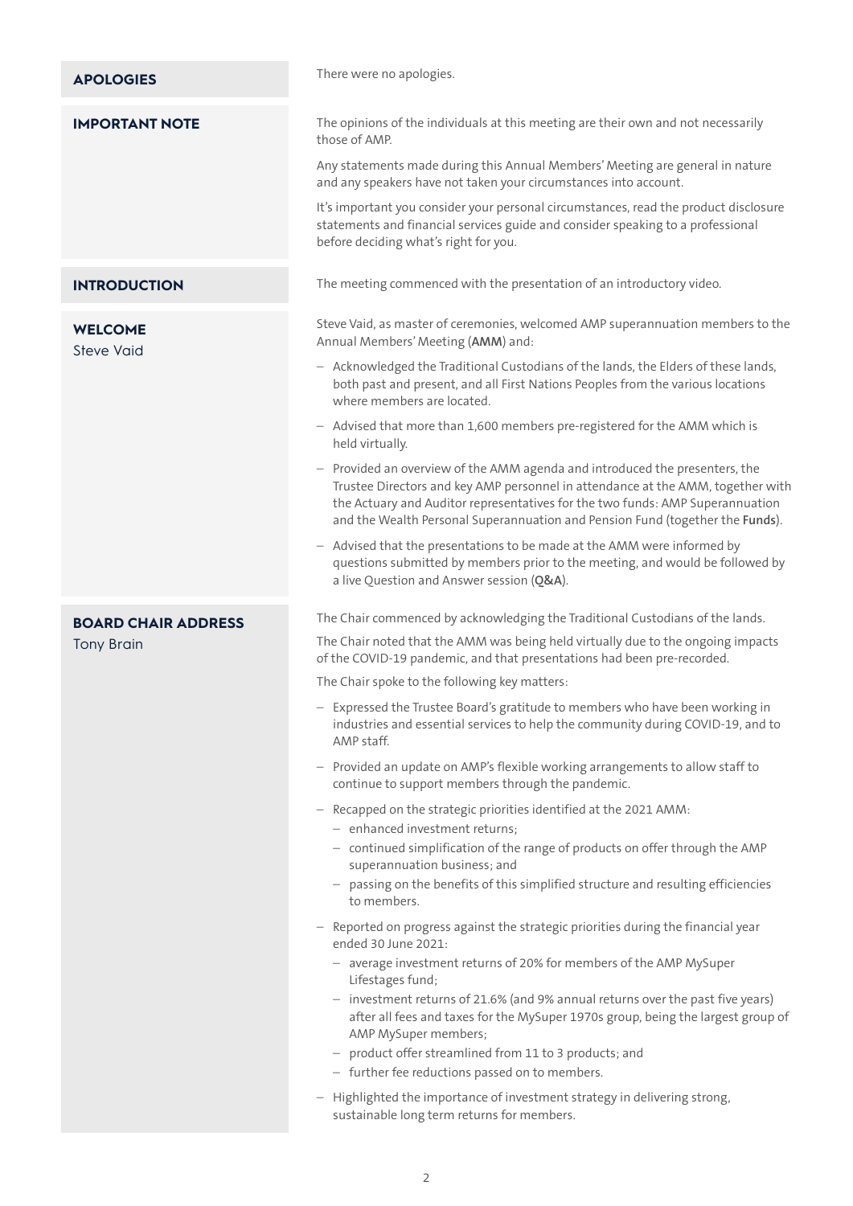## APOLOGIES

There were no apologies.

## IMPORTANT NOTE

The opinions of the individuals at this meeting are their own and not necessarily those of AMP.

Any statements made during this Annual Members' Meeting are general in nature and any speakers have not taken your circumstances into account.

It's important you consider your personal circumstances, read the product disclosure statements and financial services guide and consider speaking to a professional before deciding what's right for you.

## INTRODUCTION

The meeting commenced with the presentation of an introductory video.

## WELCOME

Steve Vaid

Steve Vaid, as master of ceremonies, welcomed AMP superannuation members to the Annual Members' Meeting (**AMM**) and:

- Acknowledged the Traditional Custodians of the lands, the Elders of these lands, both past and present, and all First Nations Peoples from the various locations where members are located.
- Advised that more than 1,600 members pre-registered for the AMM which is held virtually.
- Provided an overview of the AMM agenda and introduced the presenters, the Trustee Directors and key AMP personnel in attendance at the AMM, together with the Actuary and Auditor representatives for the two funds: AMP Superannuation and the Wealth Personal Superannuation and Pension Fund (together the **Funds**).
- Advised that the presentations to be made at the AMM were informed by questions submitted by members prior to the meeting, and would be followed by a live Question and Answer session (**Q&A**).

## BOARD CHAIR ADDRESS

Tony Brain

The Chair commenced by acknowledging the Traditional Custodians of the lands.

The Chair noted that the AMM was being held virtually due to the ongoing impacts of the COVID-19 pandemic, and that presentations had been pre-recorded.

The Chair spoke to the following key matters:

- Expressed the Trustee Board's gratitude to members who have been working in industries and essential services to help the community during COVID-19, and to AMP staff.
- Provided an update on AMP's flexible working arrangements to allow staff to continue to support members through the pandemic.
- Recapped on the strategic priorities identified at the 2021 AMM:
  - enhanced investment returns;
  - continued simplification of the range of products on offer through the AMP superannuation business; and
  - passing on the benefits of this simplified structure and resulting efficiencies to members.
- Reported on progress against the strategic priorities during the financial year ended 30 June 2021:
  - average investment returns of 20% for members of the AMP MySuper Lifestages fund;
  - investment returns of 21.6% (and 9% annual returns over the past five years) after all fees and taxes for the MySuper 1970s group, being the largest group of AMP MySuper members;
  - product offer streamlined from 11 to 3 products; and
  - further fee reductions passed on to members.
- Highlighted the importance of investment strategy in delivering strong, sustainable long term returns for members.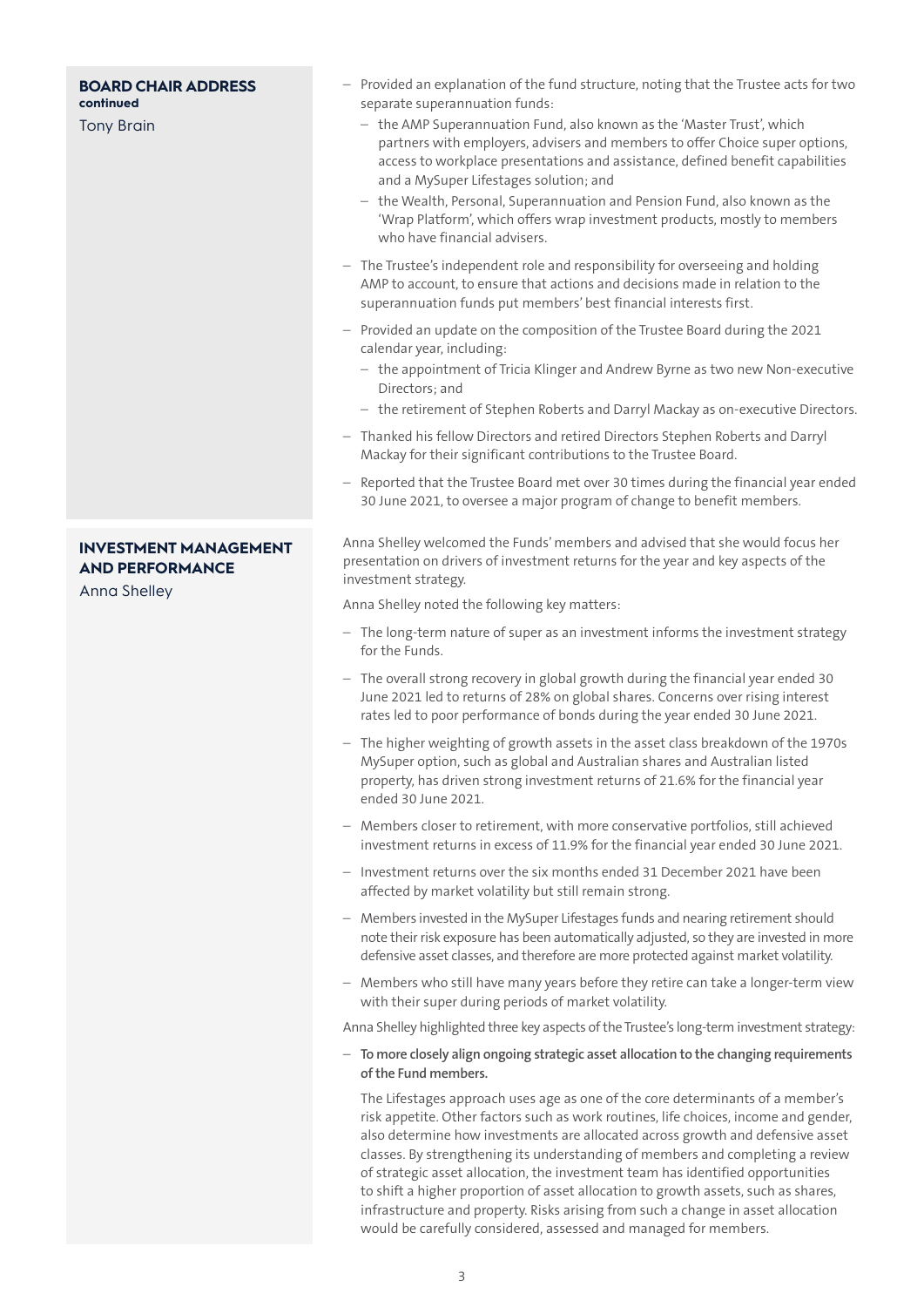## BOARD CHAIR ADDRESS continued

Tony Brain

- Provided an explanation of the fund structure, noting that the Trustee acts for two separate superannuation funds:
  - the AMP Superannuation Fund, also known as the 'Master Trust', which partners with employers, advisers and members to offer Choice super options, access to workplace presentations and assistance, defined benefit capabilities and a MySuper Lifestages solution; and
  - the Wealth, Personal, Superannuation and Pension Fund, also known as the 'Wrap Platform', which offers wrap investment products, mostly to members who have financial advisers.
- The Trustee's independent role and responsibility for overseeing and holding AMP to account, to ensure that actions and decisions made in relation to the superannuation funds put members' best financial interests first.
- Provided an update on the composition of the Trustee Board during the 2021 calendar year, including:
  - the appointment of Tricia Klinger and Andrew Byrne as two new Non-executive Directors; and
  - the retirement of Stephen Roberts and Darryl Mackay as on-executive Directors.
- Thanked his fellow Directors and retired Directors Stephen Roberts and Darryl Mackay for their significant contributions to the Trustee Board.
- Reported that the Trustee Board met over 30 times during the financial year ended 30 June 2021, to oversee a major program of change to benefit members.

## INVESTMENT MANAGEMENT AND PERFORMANCE

Anna Shelley

Anna Shelley welcomed the Funds' members and advised that she would focus her presentation on drivers of investment returns for the year and key aspects of the investment strategy.

Anna Shelley noted the following key matters:

- The long-term nature of super as an investment informs the investment strategy for the Funds.
- The overall strong recovery in global growth during the financial year ended 30 June 2021 led to returns of 28% on global shares. Concerns over rising interest rates led to poor performance of bonds during the year ended 30 June 2021.
- The higher weighting of growth assets in the asset class breakdown of the 1970s MySuper option, such as global and Australian shares and Australian listed property, has driven strong investment returns of 21.6% for the financial year ended 30 June 2021.
- Members closer to retirement, with more conservative portfolios, still achieved investment returns in excess of 11.9% for the financial year ended 30 June 2021.
- Investment returns over the six months ended 31 December 2021 have been affected by market volatility but still remain strong.
- Members invested in the MySuper Lifestages funds and nearing retirement should note their risk exposure has been automatically adjusted, so they are invested in more defensive asset classes, and therefore are more protected against market volatility.
- Members who still have many years before they retire can take a longer-term view with their super during periods of market volatility.

Anna Shelley highlighted three key aspects of the Trustee's long-term investment strategy:

- **To more closely align ongoing strategic asset allocation to the changing requirements of the Fund members.**

  The Lifestages approach uses age as one of the core determinants of a member's risk appetite. Other factors such as work routines, life choices, income and gender, also determine how investments are allocated across growth and defensive asset classes. By strengthening its understanding of members and completing a review of strategic asset allocation, the investment team has identified opportunities to shift a higher proportion of asset allocation to growth assets, such as shares, infrastructure and property. Risks arising from such a change in asset allocation would be carefully considered, assessed and managed for members.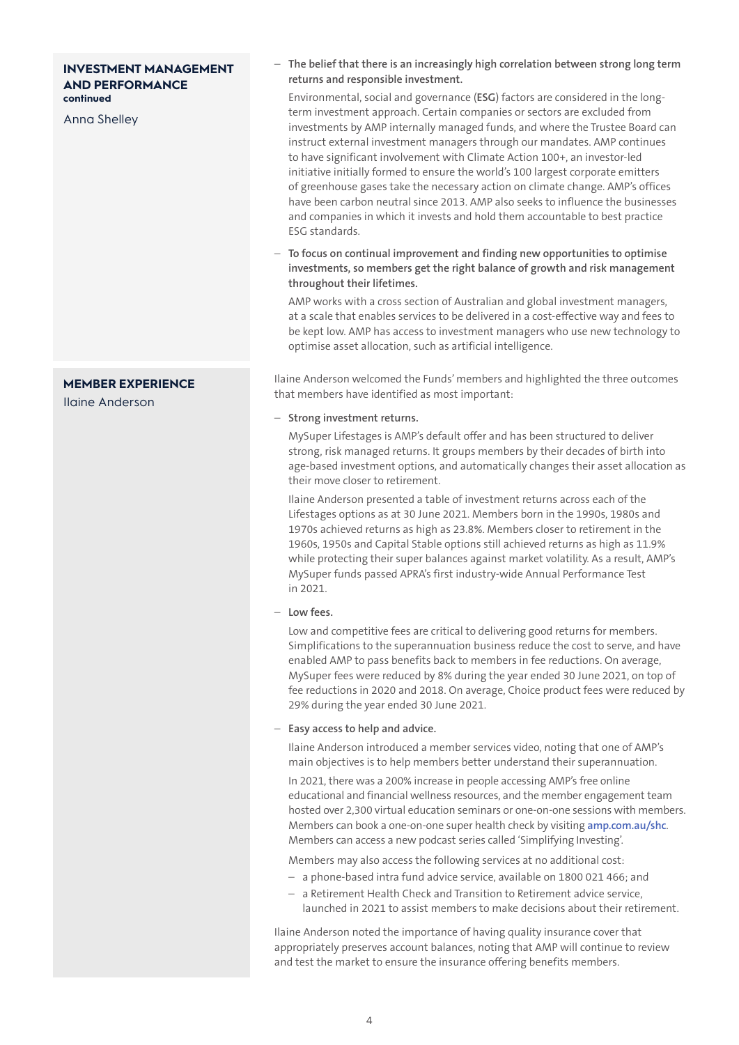## INVESTMENT MANAGEMENT AND PERFORMANCE continued

Anna Shelley

- **The belief that there is an increasingly high correlation between strong long term returns and responsible investment.**

  Environmental, social and governance (**ESG**) factors are considered in the long-term investment approach. Certain companies or sectors are excluded from investments by AMP internally managed funds, and where the Trustee Board can instruct external investment managers through our mandates. AMP continues to have significant involvement with Climate Action 100+, an investor-led initiative initially formed to ensure the world's 100 largest corporate emitters of greenhouse gases take the necessary action on climate change. AMP's offices have been carbon neutral since 2013. AMP also seeks to influence the businesses and companies in which it invests and hold them accountable to best practice ESG standards.

- **To focus on continual improvement and finding new opportunities to optimise investments, so members get the right balance of growth and risk management throughout their lifetimes.**

  AMP works with a cross section of Australian and global investment managers, at a scale that enables services to be delivered in a cost-effective way and fees to be kept low. AMP has access to investment managers who use new technology to optimise asset allocation, such as artificial intelligence.

## MEMBER EXPERIENCE

Ilaine Anderson

Ilaine Anderson welcomed the Funds' members and highlighted the three outcomes that members have identified as most important:

- **Strong investment returns.**

  MySuper Lifestages is AMP's default offer and has been structured to deliver strong, risk managed returns. It groups members by their decades of birth into age-based investment options, and automatically changes their asset allocation as their move closer to retirement.

  Ilaine Anderson presented a table of investment returns across each of the Lifestages options as at 30 June 2021. Members born in the 1990s, 1980s and 1970s achieved returns as high as 23.8%. Members closer to retirement in the 1960s, 1950s and Capital Stable options still achieved returns as high as 11.9% while protecting their super balances against market volatility. As a result, AMP's MySuper funds passed APRA's first industry-wide Annual Performance Test in 2021.

- **Low fees.**

  Low and competitive fees are critical to delivering good returns for members. Simplifications to the superannuation business reduce the cost to serve, and have enabled AMP to pass benefits back to members in fee reductions. On average, MySuper fees were reduced by 8% during the year ended 30 June 2021, on top of fee reductions in 2020 and 2018. On average, Choice product fees were reduced by 29% during the year ended 30 June 2021.

- **Easy access to help and advice.**

  Ilaine Anderson introduced a member services video, noting that one of AMP's main objectives is to help members better understand their superannuation.

  In 2021, there was a 200% increase in people accessing AMP's free online educational and financial wellness resources, and the member engagement team hosted over 2,300 virtual education seminars or one-on-one sessions with members. Members can book a one-on-one super health check by visiting amp.com.au/shc. Members can access a new podcast series called 'Simplifying Investing'.

  Members may also access the following services at no additional cost:

  - a phone-based intra fund advice service, available on 1800 021 466; and
  - a Retirement Health Check and Transition to Retirement advice service, launched in 2021 to assist members to make decisions about their retirement.

Ilaine Anderson noted the importance of having quality insurance cover that appropriately preserves account balances, noting that AMP will continue to review and test the market to ensure the insurance offering benefits members.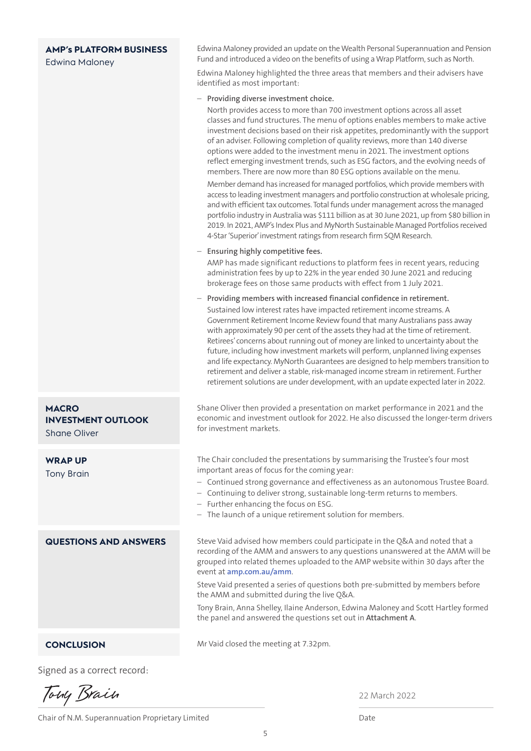## AMP's PLATFORM BUSINESS

Edwina Maloney

Edwina Maloney provided an update on the Wealth Personal Superannuation and Pension Fund and introduced a video on the benefits of using a Wrap Platform, such as North.

Edwina Maloney highlighted the three areas that members and their advisers have identified as most important:

- **Providing diverse investment choice.**

  North provides access to more than 700 investment options across all asset classes and fund structures. The menu of options enables members to make active investment decisions based on their risk appetites, predominantly with the support of an adviser. Following completion of quality reviews, more than 140 diverse options were added to the investment menu in 2021. The investment options reflect emerging investment trends, such as ESG factors, and the evolving needs of members. There are now more than 80 ESG options available on the menu.

  Member demand has increased for managed portfolios, which provide members with access to leading investment managers and portfolio construction at wholesale pricing, and with efficient tax outcomes. Total funds under management across the managed portfolio industry in Australia was $111 billion as at 30 June 2021, up from $80 billion in 2019. In 2021, AMP's Index Plus and MyNorth Sustainable Managed Portfolios received 4-Star 'Superior' investment ratings from research firm SQM Research.

- **Ensuring highly competitive fees.**

  AMP has made significant reductions to platform fees in recent years, reducing administration fees by up to 22% in the year ended 30 June 2021 and reducing brokerage fees on those same products with effect from 1 July 2021.

- **Providing members with increased financial confidence in retirement.**

  Sustained low interest rates have impacted retirement income streams. A Government Retirement Income Review found that many Australians pass away with approximately 90 per cent of the assets they had at the time of retirement. Retirees' concerns about running out of money are linked to uncertainty about the future, including how investment markets will perform, unplanned living expenses and life expectancy. MyNorth Guarantees are designed to help members transition to retirement and deliver a stable, risk-managed income stream in retirement. Further retirement solutions are under development, with an update expected later in 2022.

## MACRO INVESTMENT OUTLOOK

Shane Oliver

Shane Oliver then provided a presentation on market performance in 2021 and the economic and investment outlook for 2022. He also discussed the longer-term drivers for investment markets.

## WRAP UP

Tony Brain

The Chair concluded the presentations by summarising the Trustee's four most important areas of focus for the coming year:

- Continued strong governance and effectiveness as an autonomous Trustee Board.
- Continuing to deliver strong, sustainable long-term returns to members.
- Further enhancing the focus on ESG.
- The launch of a unique retirement solution for members.

## QUESTIONS AND ANSWERS

Steve Vaid advised how members could participate in the Q&A and noted that a recording of the AMM and answers to any questions unanswered at the AMM will be grouped into related themes uploaded to the AMP website within 30 days after the event at **amp.com.au/amm**.

Steve Vaid presented a series of questions both pre-submitted by members before the AMM and submitted during the live Q&A.

Tony Brain, Anna Shelley, Ilaine Anderson, Edwina Maloney and Scott Hartley formed the panel and answered the questions set out in **Attachment A**.

## CONCLUSION

Mr Vaid closed the meeting at 7.32pm.

Signed as a correct record:

*Tony Brain*

Chair of N.M. Superannuation Proprietary Limited

22 March 2022

Date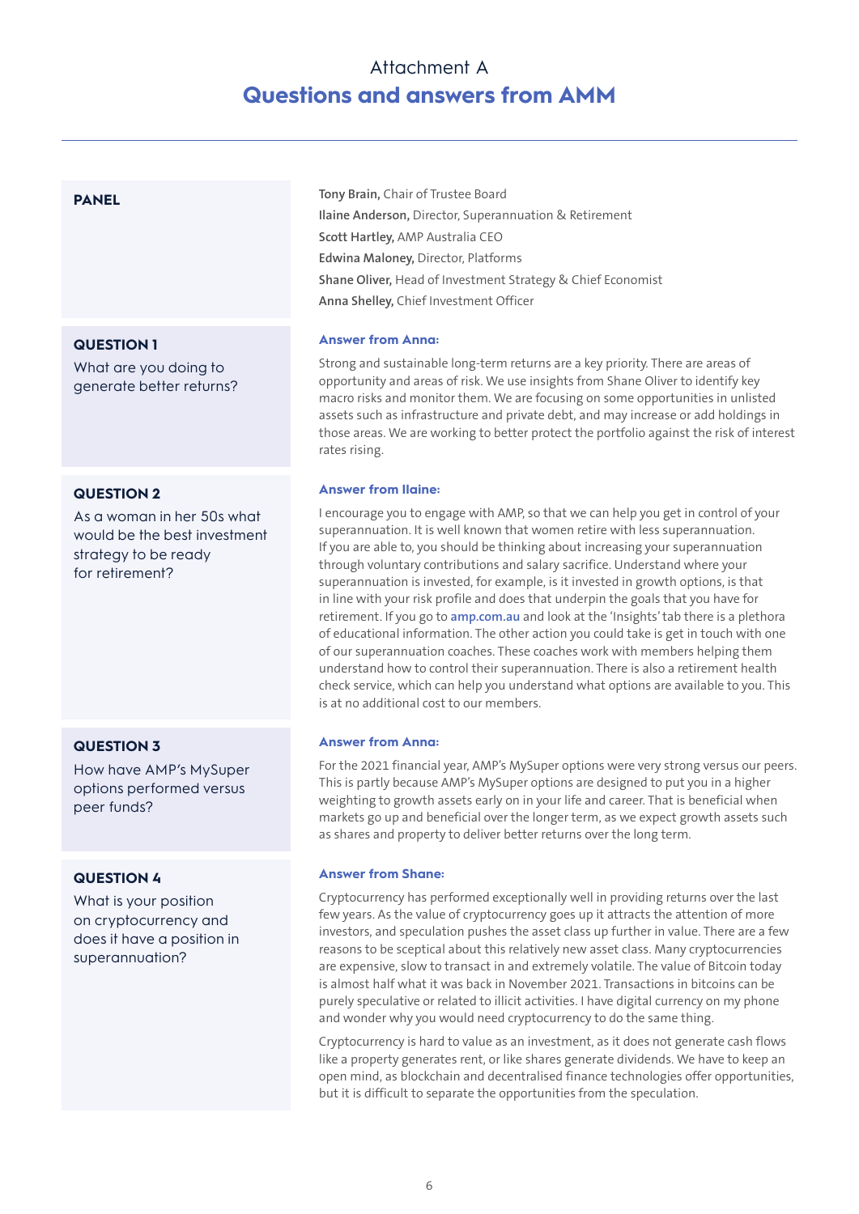# Attachment A

## Questions and answers from AMM

---

**PANEL**

**Tony Brain,** Chair of Trustee Board
**Ilaine Anderson,** Director, Superannuation & Retirement
**Scott Hartley,** AMP Australia CEO
**Edwina Maloney,** Director, Platforms
**Shane Oliver,** Head of Investment Strategy & Chief Economist
**Anna Shelley,** Chief Investment Officer

**QUESTION 1**

What are you doing to generate better returns?

**Answer from Anna:**

Strong and sustainable long-term returns are a key priority. There are areas of opportunity and areas of risk. We use insights from Shane Oliver to identify key macro risks and monitor them. We are focusing on some opportunities in unlisted assets such as infrastructure and private debt, and may increase or add holdings in those areas. We are working to better protect the portfolio against the risk of interest rates rising.

**QUESTION 2**

As a woman in her 50s what would be the best investment strategy to be ready for retirement?

**Answer from Ilaine:**

I encourage you to engage with AMP, so that we can help you get in control of your superannuation. It is well known that women retire with less superannuation. If you are able to, you should be thinking about increasing your superannuation through voluntary contributions and salary sacrifice. Understand where your superannuation is invested, for example, is it invested in growth options, is that in line with your risk profile and does that underpin the goals that you have for retirement. If you go to amp.com.au and look at the 'Insights' tab there is a plethora of educational information. The other action you could take is get in touch with one of our superannuation coaches. These coaches work with members helping them understand how to control their superannuation. There is also a retirement health check service, which can help you understand what options are available to you. This is at no additional cost to our members.

**QUESTION 3**

How have AMP's MySuper options performed versus peer funds?

**Answer from Anna:**

For the 2021 financial year, AMP's MySuper options were very strong versus our peers. This is partly because AMP's MySuper options are designed to put you in a higher weighting to growth assets early on in your life and career. That is beneficial when markets go up and beneficial over the longer term, as we expect growth assets such as shares and property to deliver better returns over the long term.

**QUESTION 4**

What is your position on cryptocurrency and does it have a position in superannuation?

**Answer from Shane:**

Cryptocurrency has performed exceptionally well in providing returns over the last few years. As the value of cryptocurrency goes up it attracts the attention of more investors, and speculation pushes the asset class up further in value. There are a few reasons to be sceptical about this relatively new asset class. Many cryptocurrencies are expensive, slow to transact in and extremely volatile. The value of Bitcoin today is almost half what it was back in November 2021. Transactions in bitcoins can be purely speculative or related to illicit activities. I have digital currency on my phone and wonder why you would need cryptocurrency to do the same thing.

Cryptocurrency is hard to value as an investment, as it does not generate cash flows like a property generates rent, or like shares generate dividends. We have to keep an open mind, as blockchain and decentralised finance technologies offer opportunities, but it is difficult to separate the opportunities from the speculation.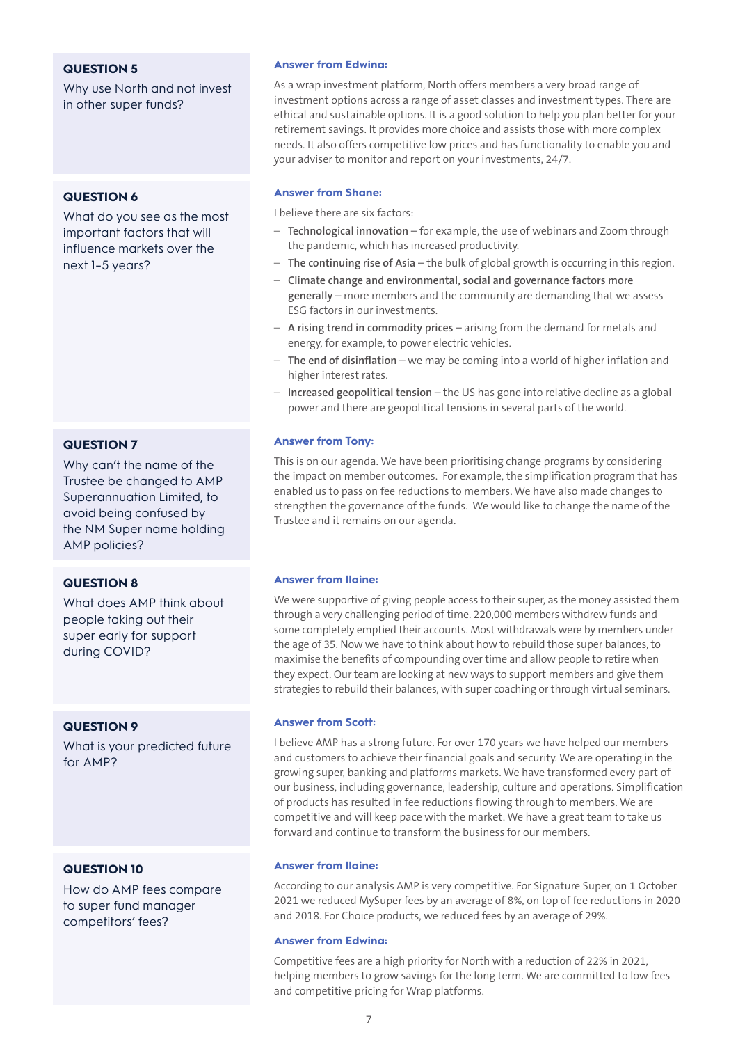### QUESTION 5

Why use North and not invest in other super funds?

**Answer from Edwina:**

As a wrap investment platform, North offers members a very broad range of investment options across a range of asset classes and investment types. There are ethical and sustainable options. It is a good solution to help you plan better for your retirement savings. It provides more choice and assists those with more complex needs. It also offers competitive low prices and has functionality to enable you and your adviser to monitor and report on your investments, 24/7.

### QUESTION 6

What do you see as the most important factors that will influence markets over the next 1-5 years?

**Answer from Shane:**

I believe there are six factors:

- **Technological innovation** – for example, the use of webinars and Zoom through the pandemic, which has increased productivity.
- **The continuing rise of Asia** – the bulk of global growth is occurring in this region.
- **Climate change and environmental, social and governance factors more generally** – more members and the community are demanding that we assess ESG factors in our investments.
- **A rising trend in commodity prices** – arising from the demand for metals and energy, for example, to power electric vehicles.
- **The end of disinflation** – we may be coming into a world of higher inflation and higher interest rates.
- **Increased geopolitical tension** – the US has gone into relative decline as a global power and there are geopolitical tensions in several parts of the world.

### QUESTION 7

Why can't the name of the Trustee be changed to AMP Superannuation Limited, to avoid being confused by the NM Super name holding AMP policies?

**Answer from Tony:**

This is on our agenda. We have been prioritising change programs by considering the impact on member outcomes. For example, the simplification program that has enabled us to pass on fee reductions to members. We have also made changes to strengthen the governance of the funds. We would like to change the name of the Trustee and it remains on our agenda.

### QUESTION 8

What does AMP think about people taking out their super early for support during COVID?

**Answer from Ilaine:**

We were supportive of giving people access to their super, as the money assisted them through a very challenging period of time. 220,000 members withdrew funds and some completely emptied their accounts. Most withdrawals were by members under the age of 35. Now we have to think about how to rebuild those super balances, to maximise the benefits of compounding over time and allow people to retire when they expect. Our team are looking at new ways to support members and give them strategies to rebuild their balances, with super coaching or through virtual seminars.

### QUESTION 9

What is your predicted future for AMP?

**Answer from Scott:**

I believe AMP has a strong future. For over 170 years we have helped our members and customers to achieve their financial goals and security. We are operating in the growing super, banking and platforms markets. We have transformed every part of our business, including governance, leadership, culture and operations. Simplification of products has resulted in fee reductions flowing through to members. We are competitive and will keep pace with the market. We have a great team to take us forward and continue to transform the business for our members.

### QUESTION 10

How do AMP fees compare to super fund manager competitors' fees?

**Answer from Ilaine:**

According to our analysis AMP is very competitive. For Signature Super, on 1 October 2021 we reduced MySuper fees by an average of 8%, on top of fee reductions in 2020 and 2018. For Choice products, we reduced fees by an average of 29%.

**Answer from Edwina:**

Competitive fees are a high priority for North with a reduction of 22% in 2021, helping members to grow savings for the long term. We are committed to low fees and competitive pricing for Wrap platforms.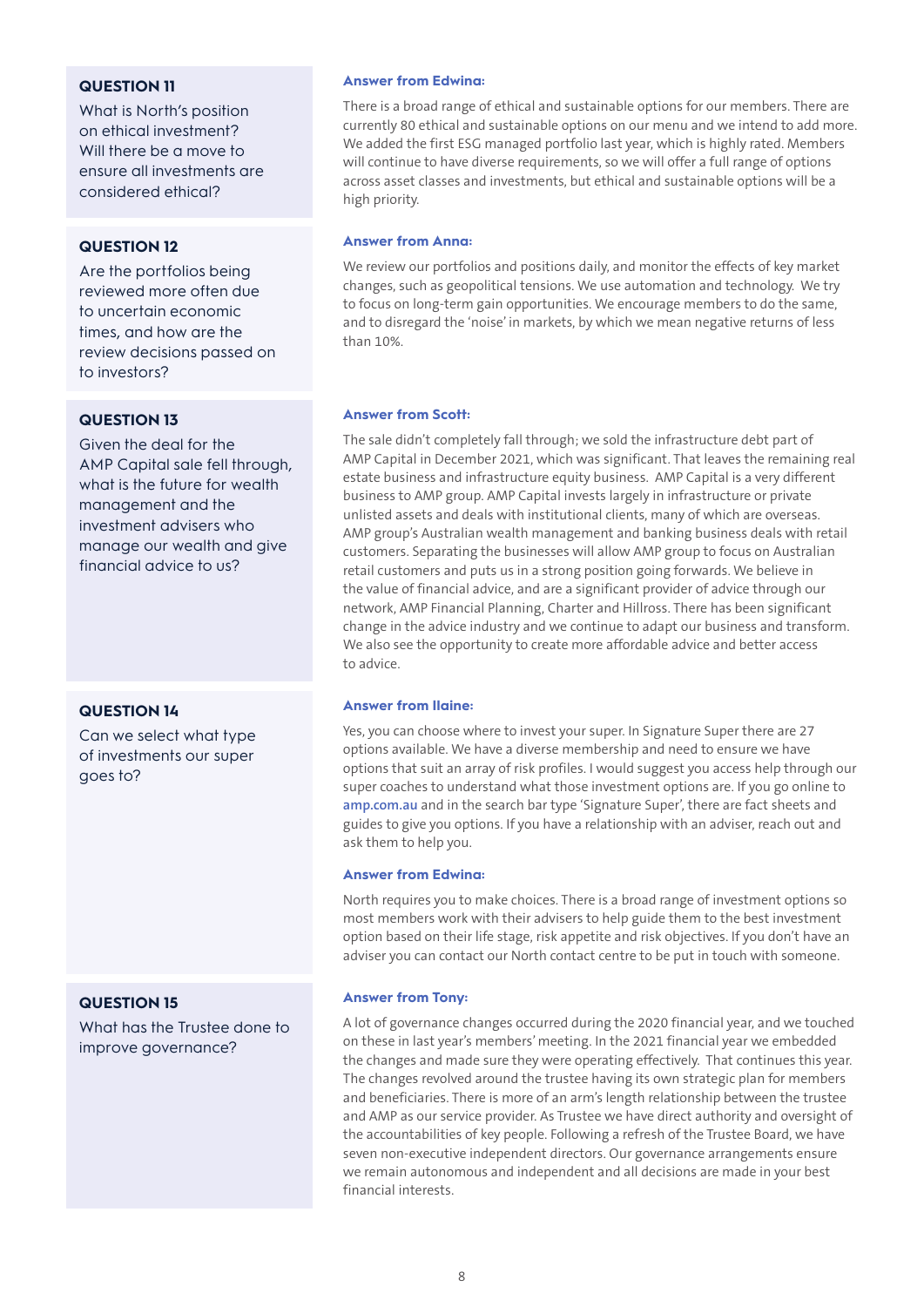### QUESTION 11

What is North's position on ethical investment? Will there be a move to ensure all investments are considered ethical?

**Answer from Edwina:**

There is a broad range of ethical and sustainable options for our members. There are currently 80 ethical and sustainable options on our menu and we intend to add more. We added the first ESG managed portfolio last year, which is highly rated. Members will continue to have diverse requirements, so we will offer a full range of options across asset classes and investments, but ethical and sustainable options will be a high priority.

### QUESTION 12

Are the portfolios being reviewed more often due to uncertain economic times, and how are the review decisions passed on to investors?

**Answer from Anna:**

We review our portfolios and positions daily, and monitor the effects of key market changes, such as geopolitical tensions. We use automation and technology. We try to focus on long-term gain opportunities. We encourage members to do the same, and to disregard the 'noise' in markets, by which we mean negative returns of less than 10%.

### QUESTION 13

Given the deal for the AMP Capital sale fell through, what is the future for wealth management and the investment advisers who manage our wealth and give financial advice to us?

**Answer from Scott:**

The sale didn't completely fall through; we sold the infrastructure debt part of AMP Capital in December 2021, which was significant. That leaves the remaining real estate business and infrastructure equity business. AMP Capital is a very different business to AMP group. AMP Capital invests largely in infrastructure or private unlisted assets and deals with institutional clients, many of which are overseas. AMP group's Australian wealth management and banking business deals with retail customers. Separating the businesses will allow AMP group to focus on Australian retail customers and puts us in a strong position going forwards. We believe in the value of financial advice, and are a significant provider of advice through our network, AMP Financial Planning, Charter and Hillross. There has been significant change in the advice industry and we continue to adapt our business and transform. We also see the opportunity to create more affordable advice and better access to advice.

### QUESTION 14

Can we select what type of investments our super goes to?

**Answer from Ilaine:**

Yes, you can choose where to invest your super. In Signature Super there are 27 options available. We have a diverse membership and need to ensure we have options that suit an array of risk profiles. I would suggest you access help through our super coaches to understand what those investment options are. If you go online to amp.com.au and in the search bar type 'Signature Super', there are fact sheets and guides to give you options. If you have a relationship with an adviser, reach out and ask them to help you.

**Answer from Edwina:**

North requires you to make choices. There is a broad range of investment options so most members work with their advisers to help guide them to the best investment option based on their life stage, risk appetite and risk objectives. If you don't have an adviser you can contact our North contact centre to be put in touch with someone.

### QUESTION 15

What has the Trustee done to improve governance?

**Answer from Tony:**

A lot of governance changes occurred during the 2020 financial year, and we touched on these in last year's members' meeting. In the 2021 financial year we embedded the changes and made sure they were operating effectively. That continues this year. The changes revolved around the trustee having its own strategic plan for members and beneficiaries. There is more of an arm's length relationship between the trustee and AMP as our service provider. As Trustee we have direct authority and oversight of the accountabilities of key people. Following a refresh of the Trustee Board, we have seven non-executive independent directors. Our governance arrangements ensure we remain autonomous and independent and all decisions are made in your best financial interests.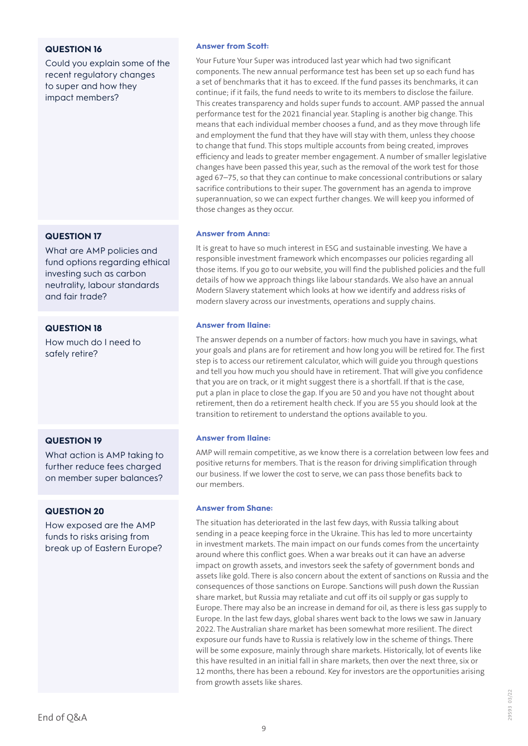### QUESTION 16

Could you explain some of the recent regulatory changes to super and how they impact members?

**Answer from Scott:**

Your Future Your Super was introduced last year which had two significant components. The new annual performance test has been set up so each fund has a set of benchmarks that it has to exceed. If the fund passes its benchmarks, it can continue; if it fails, the fund needs to write to its members to disclose the failure. This creates transparency and holds super funds to account. AMP passed the annual performance test for the 2021 financial year. Stapling is another big change. This means that each individual member chooses a fund, and as they move through life and employment the fund that they have will stay with them, unless they choose to change that fund. This stops multiple accounts from being created, improves efficiency and leads to greater member engagement. A number of smaller legislative changes have been passed this year, such as the removal of the work test for those aged 67–75, so that they can continue to make concessional contributions or salary sacrifice contributions to their super. The government has an agenda to improve superannuation, so we can expect further changes. We will keep you informed of those changes as they occur.

### QUESTION 17

What are AMP policies and fund options regarding ethical investing such as carbon neutrality, labour standards and fair trade?

**Answer from Anna:**

It is great to have so much interest in ESG and sustainable investing. We have a responsible investment framework which encompasses our policies regarding all those items. If you go to our website, you will find the published policies and the full details of how we approach things like labour standards. We also have an annual Modern Slavery statement which looks at how we identify and address risks of modern slavery across our investments, operations and supply chains.

### QUESTION 18

How much do I need to safely retire?

**Answer from Ilaine:**

The answer depends on a number of factors: how much you have in savings, what your goals and plans are for retirement and how long you will be retired for. The first step is to access our retirement calculator, which will guide you through questions and tell you how much you should have in retirement. That will give you confidence that you are on track, or it might suggest there is a shortfall. If that is the case, put a plan in place to close the gap. If you are 50 and you have not thought about retirement, then do a retirement health check. If you are 55 you should look at the transition to retirement to understand the options available to you.

### QUESTION 19

What action is AMP taking to further reduce fees charged on member super balances?

**Answer from Ilaine:**

AMP will remain competitive, as we know there is a correlation between low fees and positive returns for members. That is the reason for driving simplification through our business. If we lower the cost to serve, we can pass those benefits back to our members.

### QUESTION 20

How exposed are the AMP funds to risks arising from break up of Eastern Europe?

**Answer from Shane:**

The situation has deteriorated in the last few days, with Russia talking about sending in a peace keeping force in the Ukraine. This has led to more uncertainty in investment markets. The main impact on our funds comes from the uncertainty around where this conflict goes. When a war breaks out it can have an adverse impact on growth assets, and investors seek the safety of government bonds and assets like gold. There is also concern about the extent of sanctions on Russia and the consequences of those sanctions on Europe. Sanctions will push down the Russian share market, but Russia may retaliate and cut off its oil supply or gas supply to Europe. There may also be an increase in demand for oil, as there is less gas supply to Europe. In the last few days, global shares went back to the lows we saw in January 2022. The Australian share market has been somewhat more resilient. The direct exposure our funds have to Russia is relatively low in the scheme of things. There will be some exposure, mainly through share markets. Historically, lot of events like this have resulted in an initial fall in share markets, then over the next three, six or 12 months, there has been a rebound. Key for investors are the opportunities arising from growth assets like shares.

End of Q&A